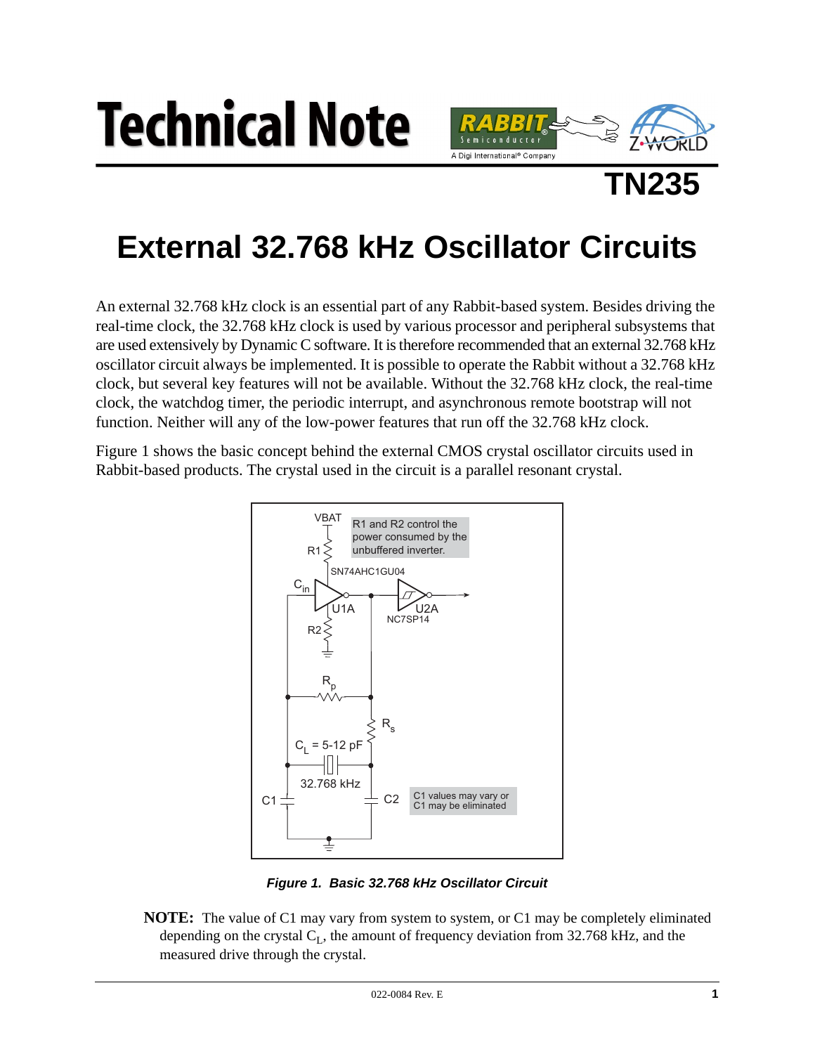# Technical Note

**TN235**

# External 32.768 kHz Oscillator Circuits

An external 32.768 kHz clock is an essential part of any Rabbit-based system. Besides driving the real-time clock, the 32.768 kHz clock is used by various processor and peripheral subsystems that are used extensively by Dynamic C software. It is therefore recommended that an external 32.768 kHz oscillator circuit always be implemented. It is possible to operate the Rabbit without a 32.768 kHz clock, but several key features will not be available. Without the 32.768 kHz clock, the real-time clock, the watchdog timer, the periodic interrupt, and asynchronous remote bootstrap will not function. Neither will any of the low-power features that run off the 32.768 kHz clock.

Figure 1 shows the basic concept behind the external CMOS crystal oscillator circuits used in Rabbit-based products. The crystal used in the circuit is a parallel resonant crystal.

***Figure 1. Basic 32.768 kHz Oscillator Circuit***

**NOTE:** The value of C1 may vary from system to system, or C1 may be completely eliminated depending on the crystal $C_L$, the amount of frequency deviation from 32.768 kHz, and the measured drive through the crystal.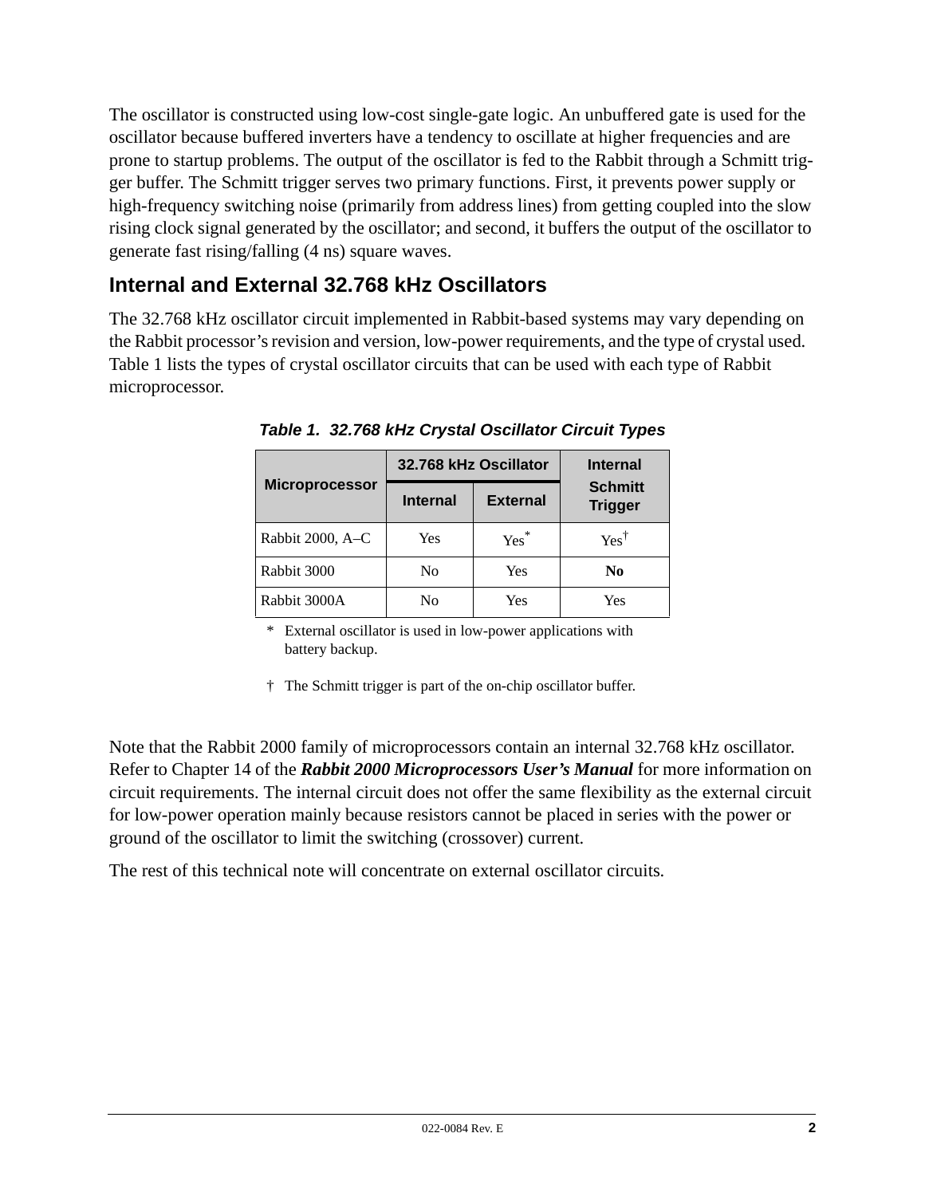The oscillator is constructed using low-cost single-gate logic. An unbuffered gate is used for the oscillator because buffered inverters have a tendency to oscillate at higher frequencies and are prone to startup problems. The output of the oscillator is fed to the Rabbit through a Schmitt trigger buffer. The Schmitt trigger serves two primary functions. First, it prevents power supply or high-frequency switching noise (primarily from address lines) from getting coupled into the slow rising clock signal generated by the oscillator; and second, it buffers the output of the oscillator to generate fast rising/falling (4 ns) square waves.

## Internal and External 32.768 kHz Oscillators

The 32.768 kHz oscillator circuit implemented in Rabbit-based systems may vary depending on the Rabbit processor's revision and version, low-power requirements, and the type of crystal used. Table 1 lists the types of crystal oscillator circuits that can be used with each type of Rabbit microprocessor.

***Table 1. 32.768 kHz Crystal Oscillator Circuit Types***

| Microprocessor | 32.768 kHz Oscillator | | Internal Schmitt Trigger |
|---|---|---|---|
| | Internal | External | |
| Rabbit 2000, A–C | Yes | Yes* | Yes† |
| Rabbit 3000 | No | Yes | **No** |
| Rabbit 3000A | No | Yes | Yes |

\* External oscillator is used in low-power applications with battery backup.

† The Schmitt trigger is part of the on-chip oscillator buffer.

Note that the Rabbit 2000 family of microprocessors contain an internal 32.768 kHz oscillator. Refer to Chapter 14 of the ***Rabbit 2000 Microprocessors User's Manual*** for more information on circuit requirements. The internal circuit does not offer the same flexibility as the external circuit for low-power operation mainly because resistors cannot be placed in series with the power or ground of the oscillator to limit the switching (crossover) current.

The rest of this technical note will concentrate on external oscillator circuits.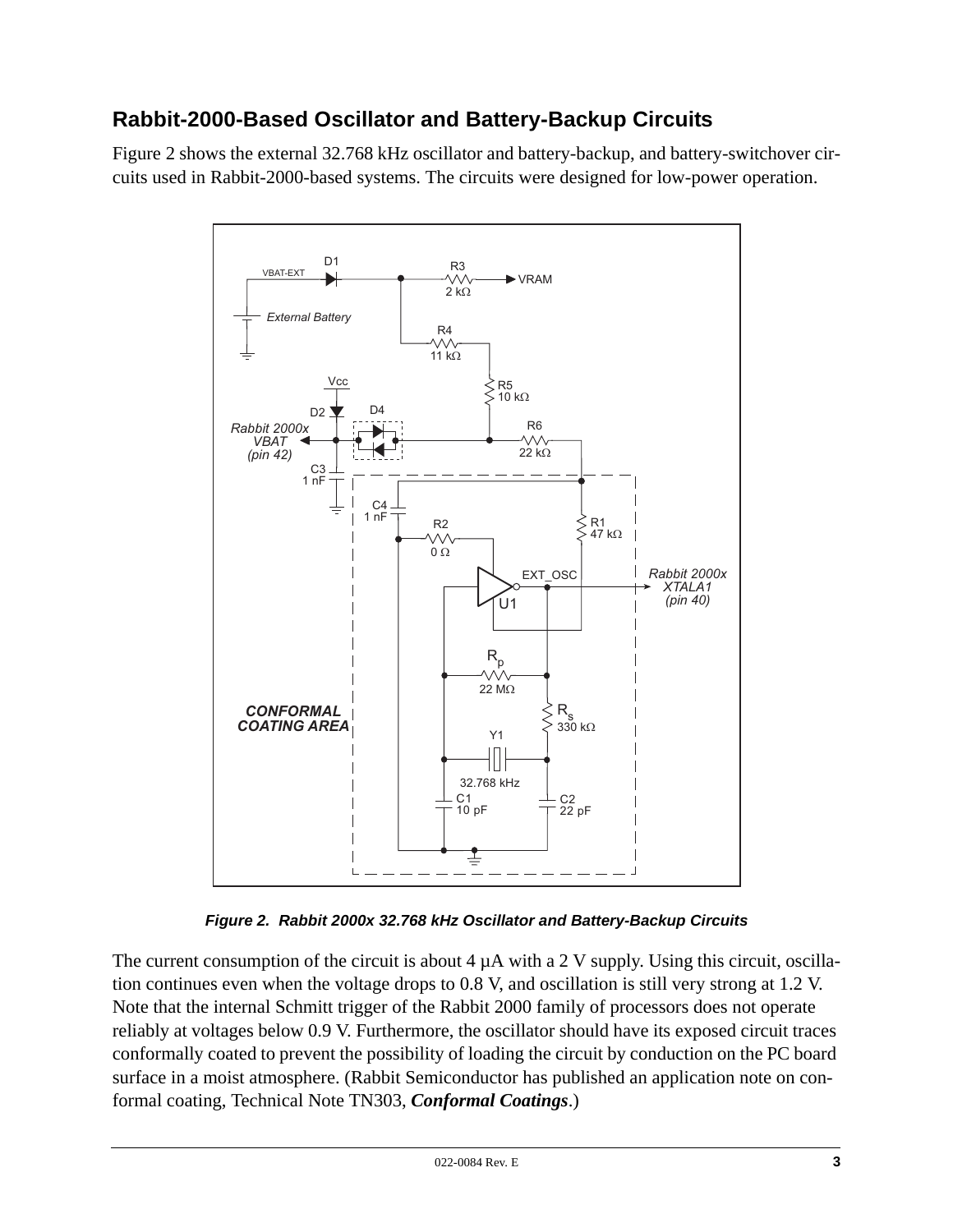## Rabbit-2000-Based Oscillator and Battery-Backup Circuits

Figure 2 shows the external 32.768 kHz oscillator and battery-backup, and battery-switchover circuits used in Rabbit-2000-based systems. The circuits were designed for low-power operation.

***Figure 2. Rabbit 2000x 32.768 kHz Oscillator and Battery-Backup Circuits***

The current consumption of the circuit is about 4 µA with a 2 V supply. Using this circuit, oscillation continues even when the voltage drops to 0.8 V, and oscillation is still very strong at 1.2 V. Note that the internal Schmitt trigger of the Rabbit 2000 family of processors does not operate reliably at voltages below 0.9 V. Furthermore, the oscillator should have its exposed circuit traces conformally coated to prevent the possibility of loading the circuit by conduction on the PC board surface in a moist atmosphere. (Rabbit Semiconductor has published an application note on conformal coating, Technical Note TN303, ***Conformal Coatings***.)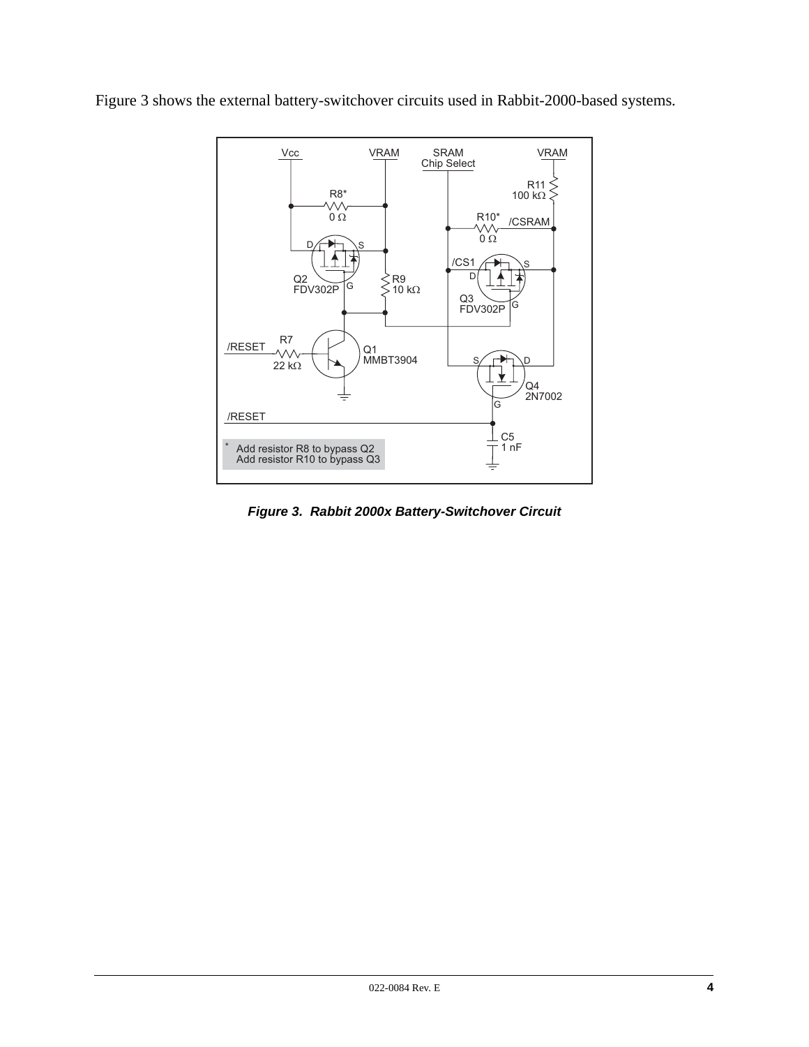Figure 3 shows the external battery-switchover circuits used in Rabbit-2000-based systems.

*Figure 3. Rabbit 2000x Battery-Switchover Circuit*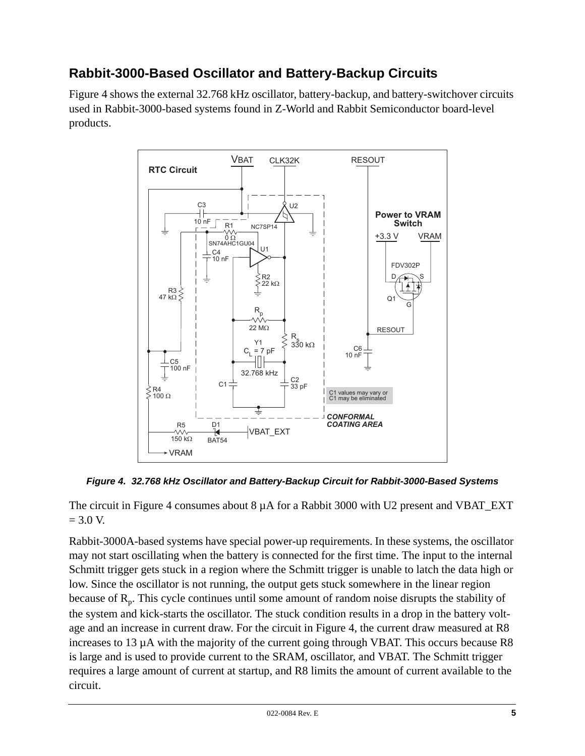## Rabbit-3000-Based Oscillator and Battery-Backup Circuits

Figure 4 shows the external 32.768 kHz oscillator, battery-backup, and battery-switchover circuits used in Rabbit-3000-based systems found in Z-World and Rabbit Semiconductor board-level products.

*Figure 4. 32.768 kHz Oscillator and Battery-Backup Circuit for Rabbit-3000-Based Systems*

The circuit in Figure 4 consumes about 8 µA for a Rabbit 3000 with U2 present and VBAT_EXT = 3.0 V.

Rabbit-3000A-based systems have special power-up requirements. In these systems, the oscillator may not start oscillating when the battery is connected for the first time. The input to the internal Schmitt trigger gets stuck in a region where the Schmitt trigger is unable to latch the data high or low. Since the oscillator is not running, the output gets stuck somewhere in the linear region because of $R_p$. This cycle continues until some amount of random noise disrupts the stability of the system and kick-starts the oscillator. The stuck condition results in a drop in the battery voltage and an increase in current draw. For the circuit in Figure 4, the current draw measured at R8 increases to 13 µA with the majority of the current going through VBAT. This occurs because R8 is large and is used to provide current to the SRAM, oscillator, and VBAT. The Schmitt trigger requires a large amount of current at startup, and R8 limits the amount of current available to the circuit.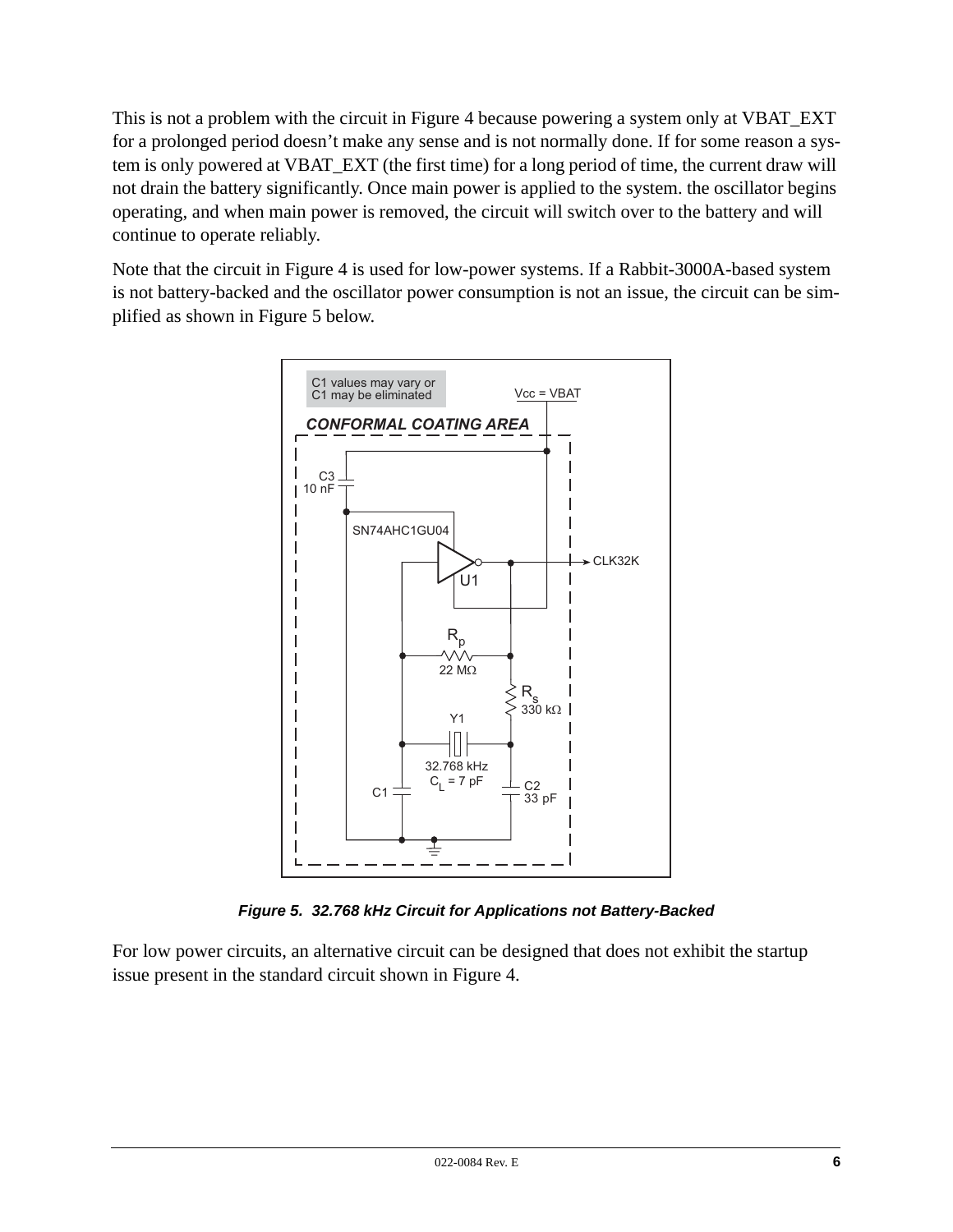This is not a problem with the circuit in Figure 4 because powering a system only at VBAT_EXT for a prolonged period doesn't make any sense and is not normally done. If for some reason a system is only powered at VBAT_EXT (the first time) for a long period of time, the current draw will not drain the battery significantly. Once main power is applied to the system. the oscillator begins operating, and when main power is removed, the circuit will switch over to the battery and will continue to operate reliably.

Note that the circuit in Figure 4 is used for low-power systems. If a Rabbit-3000A-based system is not battery-backed and the oscillator power consumption is not an issue, the circuit can be simplified as shown in Figure 5 below.

***Figure 5. 32.768 kHz Circuit for Applications not Battery-Backed***

For low power circuits, an alternative circuit can be designed that does not exhibit the startup issue present in the standard circuit shown in Figure 4.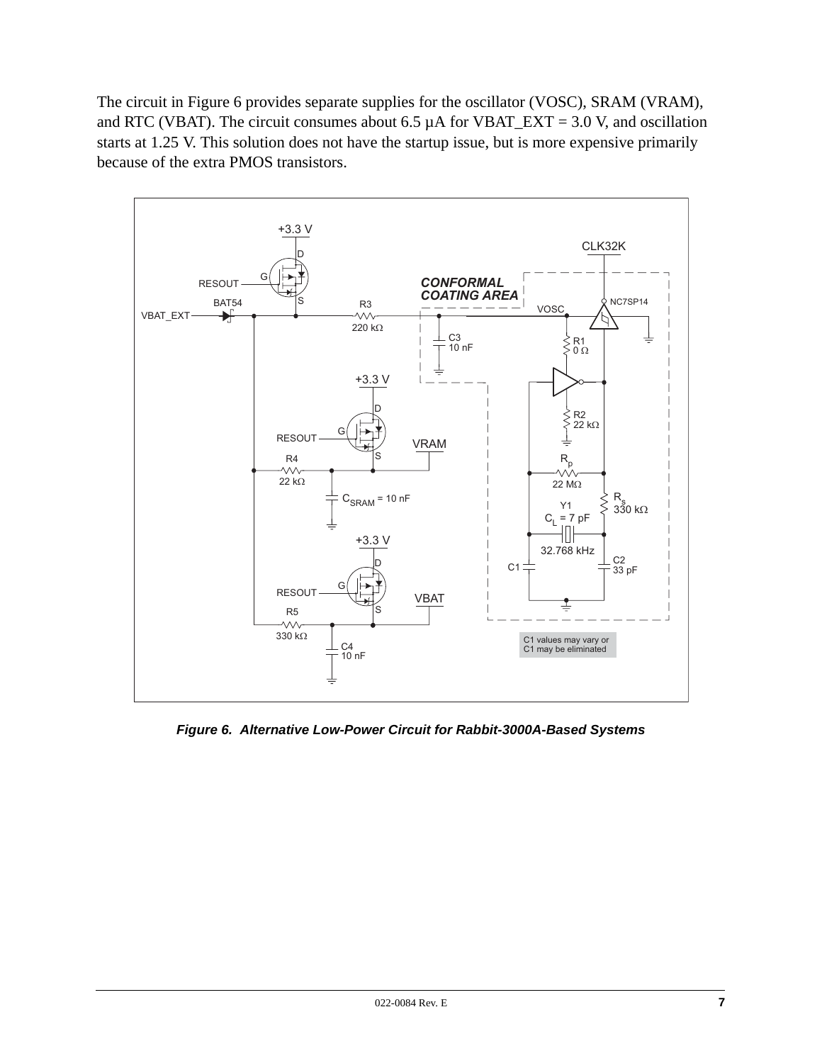The circuit in Figure 6 provides separate supplies for the oscillator (VOSC), SRAM (VRAM), and RTC (VBAT). The circuit consumes about 6.5 µA for VBAT_EXT = 3.0 V, and oscillation starts at 1.25 V. This solution does not have the startup issue, but is more expensive primarily because of the extra PMOS transistors.

***Figure 6. Alternative Low-Power Circuit for Rabbit-3000A-Based Systems***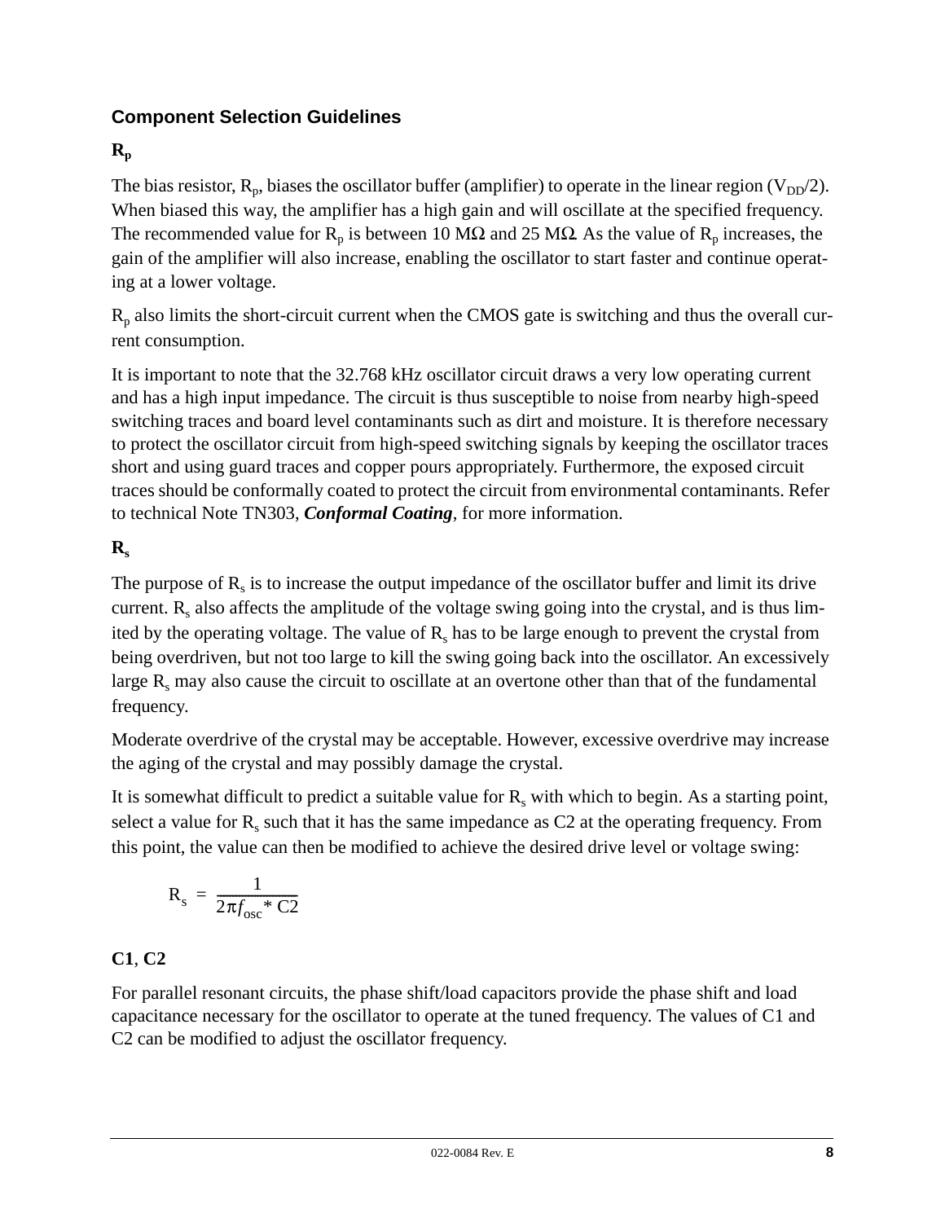## Component Selection Guidelines

### $R_p$

The bias resistor, $R_p$, biases the oscillator buffer (amplifier) to operate in the linear region ($V_{DD}/2$). When biased this way, the amplifier has a high gain and will oscillate at the specified frequency. The recommended value for $R_p$ is between 10 MΩ and 25 MΩ. As the value of $R_p$ increases, the gain of the amplifier will also increase, enabling the oscillator to start faster and continue operating at a lower voltage.

$R_p$ also limits the short-circuit current when the CMOS gate is switching and thus the overall current consumption.

It is important to note that the 32.768 kHz oscillator circuit draws a very low operating current and has a high input impedance. The circuit is thus susceptible to noise from nearby high-speed switching traces and board level contaminants such as dirt and moisture. It is therefore necessary to protect the oscillator circuit from high-speed switching signals by keeping the oscillator traces short and using guard traces and copper pours appropriately. Furthermore, the exposed circuit traces should be conformally coated to protect the circuit from environmental contaminants. Refer to technical Note TN303, ***Conformal Coating***, for more information.

### $R_s$

The purpose of $R_s$ is to increase the output impedance of the oscillator buffer and limit its drive current. $R_s$ also affects the amplitude of the voltage swing going into the crystal, and is thus limited by the operating voltage. The value of $R_s$ has to be large enough to prevent the crystal from being overdriven, but not too large to kill the swing going back into the oscillator. An excessively large $R_s$ may also cause the circuit to oscillate at an overtone other than that of the fundamental frequency.

Moderate overdrive of the crystal may be acceptable. However, excessive overdrive may increase the aging of the crystal and may possibly damage the crystal.

It is somewhat difficult to predict a suitable value for $R_s$ with which to begin. As a starting point, select a value for $R_s$ such that it has the same impedance as C2 at the operating frequency. From this point, the value can then be modified to achieve the desired drive level or voltage swing:

$$R_s = \frac{1}{2\pi f_{osc} * C2}$$

### C1, C2

For parallel resonant circuits, the phase shift/load capacitors provide the phase shift and load capacitance necessary for the oscillator to operate at the tuned frequency. The values of C1 and C2 can be modified to adjust the oscillator frequency.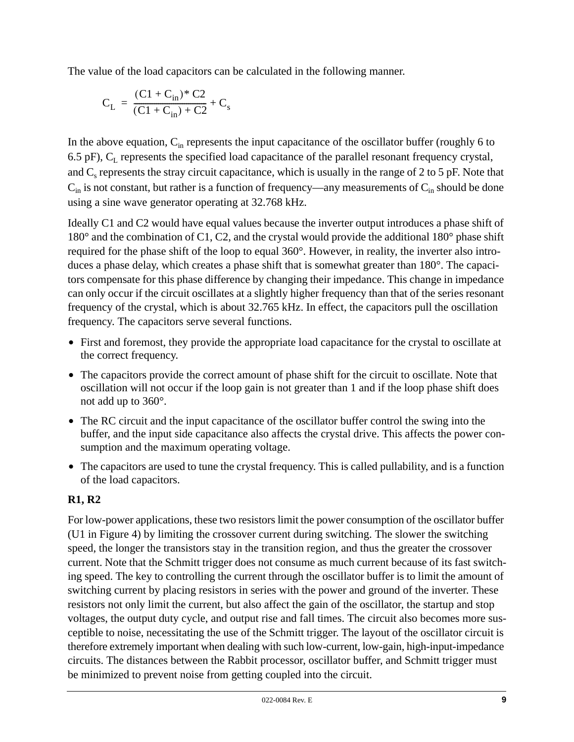The value of the load capacitors can be calculated in the following manner.

$$C_L = \frac{(C1 + C_{in}) * C2}{(C1 + C_{in}) + C2} + C_s$$

In the above equation, $C_{in}$ represents the input capacitance of the oscillator buffer (roughly 6 to 6.5 pF), $C_L$ represents the specified load capacitance of the parallel resonant frequency crystal, and $C_s$ represents the stray circuit capacitance, which is usually in the range of 2 to 5 pF. Note that $C_{in}$ is not constant, but rather is a function of frequency—any measurements of $C_{in}$ should be done using a sine wave generator operating at 32.768 kHz.

Ideally C1 and C2 would have equal values because the inverter output introduces a phase shift of 180° and the combination of C1, C2, and the crystal would provide the additional 180° phase shift required for the phase shift of the loop to equal 360°. However, in reality, the inverter also introduces a phase delay, which creates a phase shift that is somewhat greater than 180°. The capacitors compensate for this phase difference by changing their impedance. This change in impedance can only occur if the circuit oscillates at a slightly higher frequency than that of the series resonant frequency of the crystal, which is about 32.765 kHz. In effect, the capacitors pull the oscillation frequency. The capacitors serve several functions.

- First and foremost, they provide the appropriate load capacitance for the crystal to oscillate at the correct frequency.
- The capacitors provide the correct amount of phase shift for the circuit to oscillate. Note that oscillation will not occur if the loop gain is not greater than 1 and if the loop phase shift does not add up to 360°.
- The RC circuit and the input capacitance of the oscillator buffer control the swing into the buffer, and the input side capacitance also affects the crystal drive. This affects the power consumption and the maximum operating voltage.
- The capacitors are used to tune the crystal frequency. This is called pullability, and is a function of the load capacitors.

**R1, R2**

For low-power applications, these two resistors limit the power consumption of the oscillator buffer (U1 in Figure 4) by limiting the crossover current during switching. The slower the switching speed, the longer the transistors stay in the transition region, and thus the greater the crossover current. Note that the Schmitt trigger does not consume as much current because of its fast switching speed. The key to controlling the current through the oscillator buffer is to limit the amount of switching current by placing resistors in series with the power and ground of the inverter. These resistors not only limit the current, but also affect the gain of the oscillator, the startup and stop voltages, the output duty cycle, and output rise and fall times. The circuit also becomes more susceptible to noise, necessitating the use of the Schmitt trigger. The layout of the oscillator circuit is therefore extremely important when dealing with such low-current, low-gain, high-input-impedance circuits. The distances between the Rabbit processor, oscillator buffer, and Schmitt trigger must be minimized to prevent noise from getting coupled into the circuit.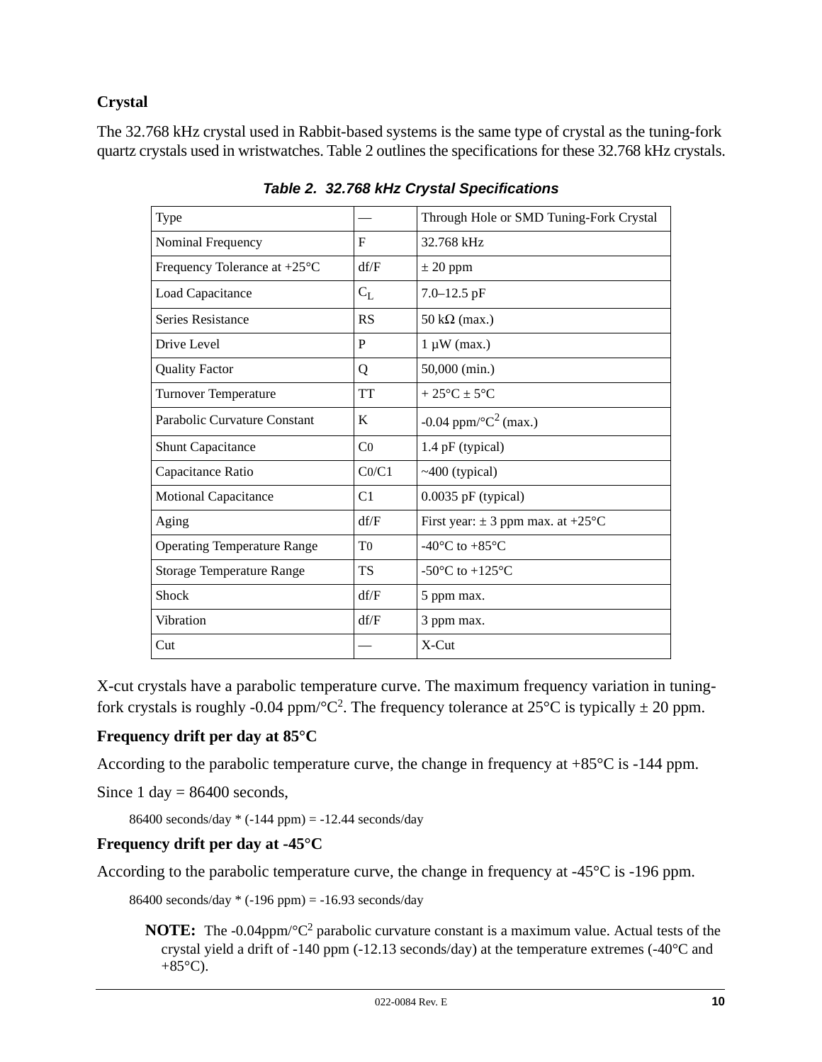## Crystal

The 32.768 kHz crystal used in Rabbit-based systems is the same type of crystal as the tuning-fork quartz crystals used in wristwatches. Table 2 outlines the specifications for these 32.768 kHz crystals.

***Table 2. 32.768 kHz Crystal Specifications***

| Type | — | Through Hole or SMD Tuning-Fork Crystal |
|---|---|---|
| Nominal Frequency | F | 32.768 kHz |
| Frequency Tolerance at +25°C | df/F | ± 20 ppm |
| Load Capacitance | $C_L$ | 7.0–12.5 pF |
| Series Resistance | RS | 50 kΩ (max.) |
| Drive Level | P | 1 µW (max.) |
| Quality Factor | Q | 50,000 (min.) |
| Turnover Temperature | TT | + 25°C ± 5°C |
| Parabolic Curvature Constant | K | -0.04 ppm/°C$^2$ (max.) |
| Shunt Capacitance | C0 | 1.4 pF (typical) |
| Capacitance Ratio | C0/C1 | ~400 (typical) |
| Motional Capacitance | C1 | 0.0035 pF (typical) |
| Aging | df/F | First year: ± 3 ppm max. at +25°C |
| Operating Temperature Range | T0 | -40°C to +85°C |
| Storage Temperature Range | TS | -50°C to +125°C |
| Shock | df/F | 5 ppm max. |
| Vibration | df/F | 3 ppm max. |
| Cut | — | X-Cut |

X-cut crystals have a parabolic temperature curve. The maximum frequency variation in tuning-fork crystals is roughly -0.04 ppm/°C$^2$. The frequency tolerance at 25°C is typically ± 20 ppm.

### Frequency drift per day at 85°C

According to the parabolic temperature curve, the change in frequency at +85°C is -144 ppm.

Since 1 day = 86400 seconds,

86400 seconds/day * (-144 ppm) = -12.44 seconds/day

### Frequency drift per day at -45°C

According to the parabolic temperature curve, the change in frequency at -45°C is -196 ppm.

86400 seconds/day * (-196 ppm) = -16.93 seconds/day

**NOTE:** The -0.04ppm/°C$^2$ parabolic curvature constant is a maximum value. Actual tests of the crystal yield a drift of -140 ppm (-12.13 seconds/day) at the temperature extremes (-40°C and +85°C).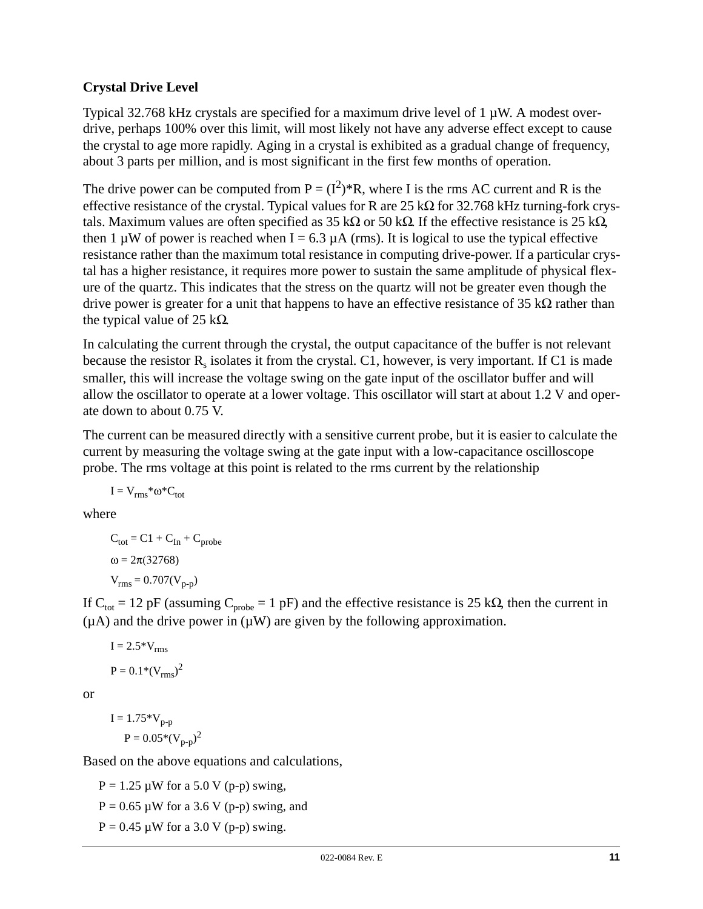### Crystal Drive Level

Typical 32.768 kHz crystals are specified for a maximum drive level of 1 µW. A modest over-drive, perhaps 100% over this limit, will most likely not have any adverse effect except to cause the crystal to age more rapidly. Aging in a crystal is exhibited as a gradual change of frequency, about 3 parts per million, and is most significant in the first few months of operation.

The drive power can be computed from $P = (I^2)*R$, where I is the rms AC current and R is the effective resistance of the crystal. Typical values for R are 25 kΩ for 32.768 kHz turning-fork crystals. Maximum values are often specified as 35 kΩ or 50 kΩ. If the effective resistance is 25 kΩ, then 1 µW of power is reached when I = 6.3 µA (rms). It is logical to use the typical effective resistance rather than the maximum total resistance in computing drive-power. If a particular crystal has a higher resistance, it requires more power to sustain the same amplitude of physical flexure of the quartz. This indicates that the stress on the quartz will not be greater even though the drive power is greater for a unit that happens to have an effective resistance of 35 kΩ rather than the typical value of 25 kΩ.

In calculating the current through the crystal, the output capacitance of the buffer is not relevant because the resistor $R_s$ isolates it from the crystal. C1, however, is very important. If C1 is made smaller, this will increase the voltage swing on the gate input of the oscillator buffer and will allow the oscillator to operate at a lower voltage. This oscillator will start at about 1.2 V and operate down to about 0.75 V.

The current can be measured directly with a sensitive current probe, but it is easier to calculate the current by measuring the voltage swing at the gate input with a low-capacitance oscilloscope probe. The rms voltage at this point is related to the rms current by the relationship

$$I = V_{rms}*\omega*C_{tot}$$

where

$$C_{tot} = C1 + C_{In} + C_{probe}$$

$$\omega = 2\pi(32768)$$

$$V_{rms} = 0.707(V_{p\text{-}p})$$

If $C_{tot}$ = 12 pF (assuming $C_{probe}$ = 1 pF) and the effective resistance is 25 kΩ, then the current in (µA) and the drive power in (µW) are given by the following approximation.

$$I = 2.5*V_{rms}$$

$$P = 0.1*(V_{rms})^2$$

or

$$I = 1.75*V_{p\text{-}p}$$

$$P = 0.05*(V_{p\text{-}p})^2$$

Based on the above equations and calculations,

P = 1.25 µW for a 5.0 V (p-p) swing,

P = 0.65 µW for a 3.6 V (p-p) swing, and

P = 0.45 µW for a 3.0 V (p-p) swing.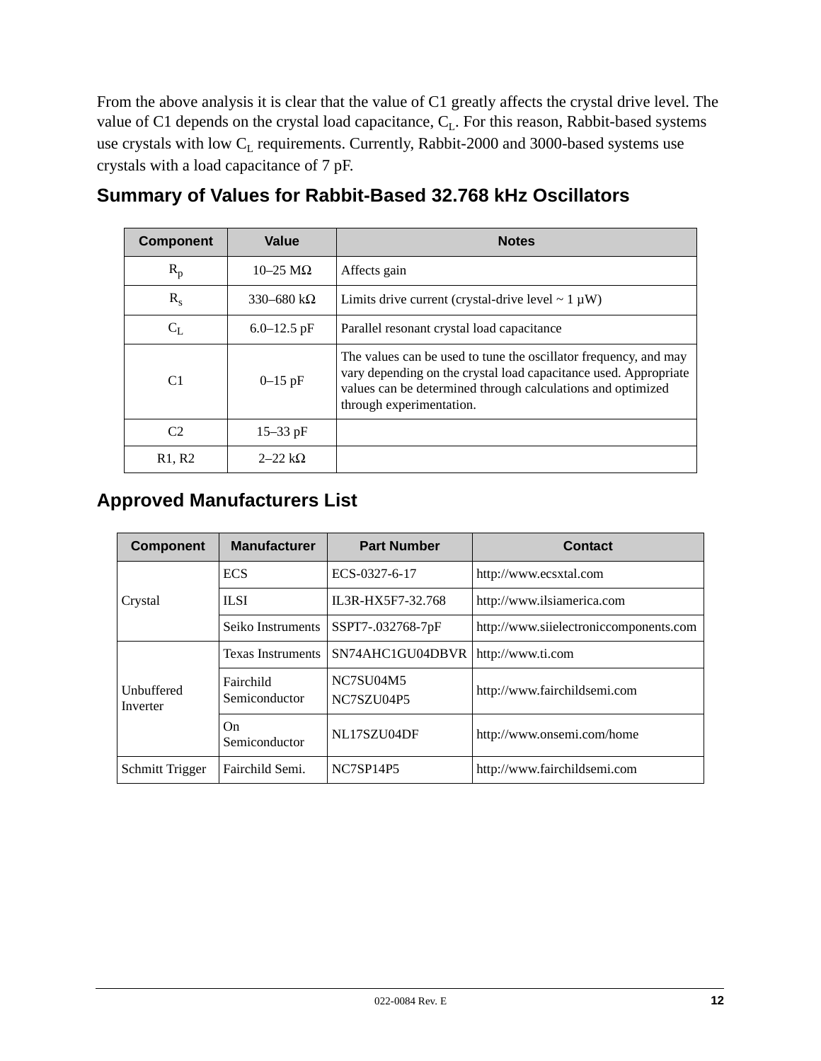From the above analysis it is clear that the value of C1 greatly affects the crystal drive level. The value of C1 depends on the crystal load capacitance, $C_L$. For this reason, Rabbit-based systems use crystals with low $C_L$ requirements. Currently, Rabbit-2000 and 3000-based systems use crystals with a load capacitance of 7 pF.

## Summary of Values for Rabbit-Based 32.768 kHz Oscillators

| Component | Value | Notes |
|---|---|---|
| $R_p$ | 10–25 MΩ | Affects gain |
| $R_s$ | 330–680 kΩ | Limits drive current (crystal-drive level ~ 1 µW) |
| $C_L$ | 6.0–12.5 pF | Parallel resonant crystal load capacitance |
| C1 | 0–15 pF | The values can be used to tune the oscillator frequency, and may vary depending on the crystal load capacitance used. Appropriate values can be determined through calculations and optimized through experimentation. |
| C2 | 15–33 pF | |
| R1, R2 | 2–22 kΩ | |

## Approved Manufacturers List

| Component | Manufacturer | Part Number | Contact |
|---|---|---|---|
| Crystal | ECS | ECS-0327-6-17 | http://www.ecsxtal.com |
| | ILSI | IL3R-HX5F7-32.768 | http://www.ilsiamerica.com |
| | Seiko Instruments | SSPT7-.032768-7pF | http://www.siielectroniccomponents.com |
| Unbuffered Inverter | Texas Instruments | SN74AHC1GU04DBVR | http://www.ti.com |
| | Fairchild Semiconductor | NC7SU04M5<br>NC7SZU04P5 | http://www.fairchildsemi.com |
| | On Semiconductor | NL17SZU04DF | http://www.onsemi.com/home |
| Schmitt Trigger | Fairchild Semi. | NC7SP14P5 | http://www.fairchildsemi.com |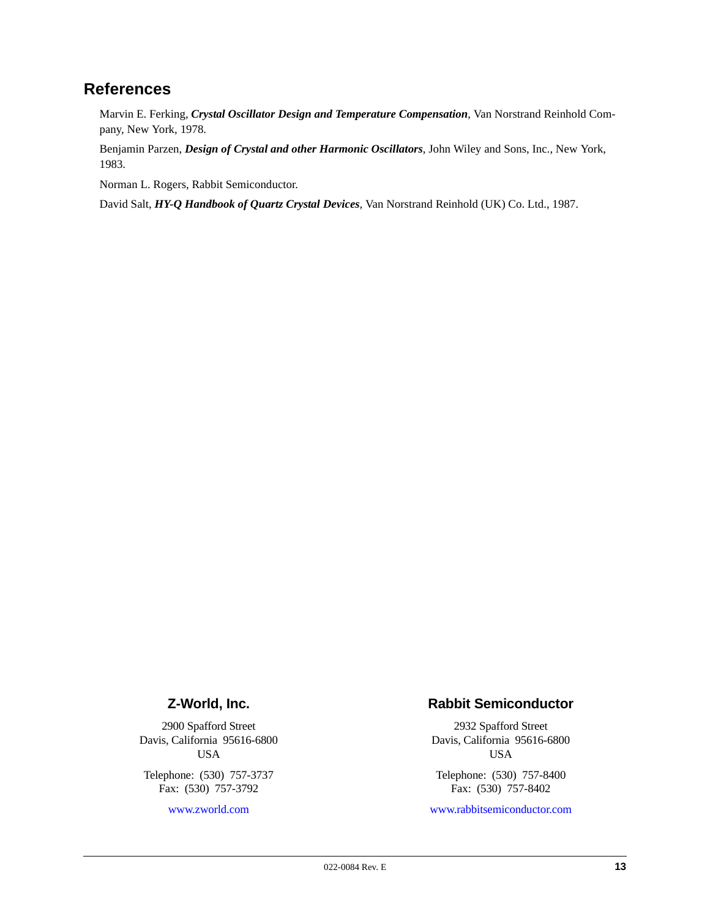## References

Marvin E. Ferking, ***Crystal Oscillator Design and Temperature Compensation***, Van Norstrand Reinhold Company, New York, 1978.

Benjamin Parzen, ***Design of Crystal and other Harmonic Oscillators***, John Wiley and Sons, Inc., New York, 1983.

Norman L. Rogers, Rabbit Semiconductor.

David Salt, ***HY-Q Handbook of Quartz Crystal Devices***, Van Norstrand Reinhold (UK) Co. Ltd., 1987.

### Z-World, Inc.

2900 Spafford Street
Davis, California 95616-6800
USA

Telephone: (530) 757-3737
Fax: (530) 757-3792

www.zworld.com

### Rabbit Semiconductor

2932 Spafford Street
Davis, California 95616-6800
USA

Telephone: (530) 757-8400
Fax: (530) 757-8402

www.rabbitsemiconductor.com

022-0084 Rev. E